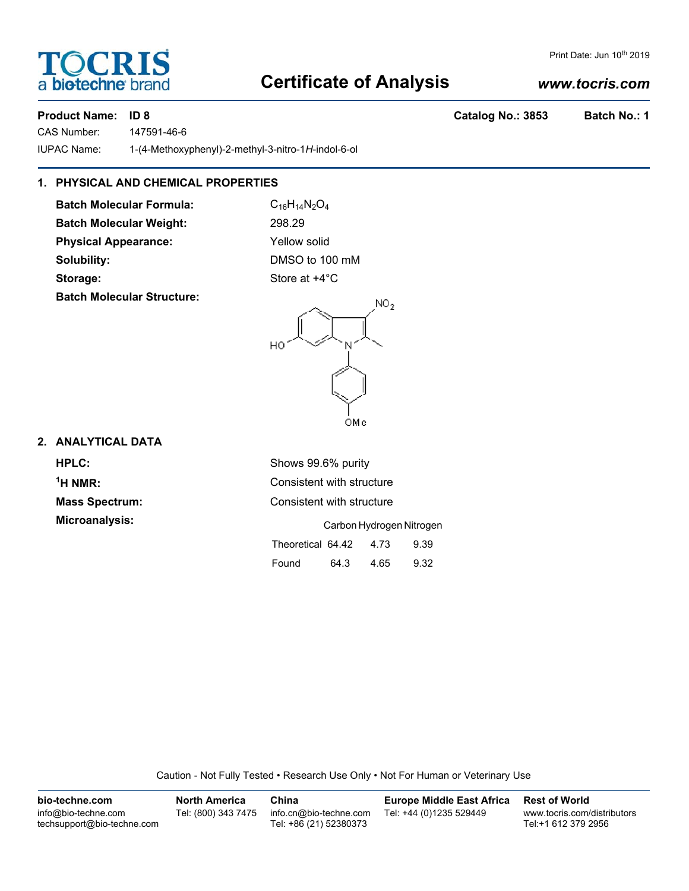TOCRIS
a biotechne brand

Print Date: Jun 10th 2019

# Certificate of Analysis

*www.tocris.com*

**Product Name: ID 8** **Catalog No.: 3853** **Batch No.: 1**

CAS Number: 147591-46-6

IUPAC Name: 1-(4-Methoxyphenyl)-2-methyl-3-nitro-1*H*-indol-6-ol

## 1. PHYSICAL AND CHEMICAL PROPERTIES

**Batch Molecular Formula:** $C_{16}H_{14}N_2O_4$

**Batch Molecular Weight:** 298.29

**Physical Appearance:** Yellow solid

**Solubility:** DMSO to 100 mM

**Storage:** Store at +4°C

**Batch Molecular Structure:**

## 2. ANALYTICAL DATA

**HPLC:** Shows 99.6% purity

**$^1$H NMR:** Consistent with structure

**Mass Spectrum:** Consistent with structure

**Microanalysis:**

| | Carbon | Hydrogen | Nitrogen |
|---|---|---|---|
| Theoretical | 64.42 | 4.73 | 9.39 |
| Found | 64.3 | 4.65 | 9.32 |

Caution - Not Fully Tested • Research Use Only • Not For Human or Veterinary Use

**bio-techne.com**
info@bio-techne.com
techsupport@bio-techne.com

**North America**
Tel: (800) 343 7475

**China**
info.cn@bio-techne.com
Tel: +86 (21) 52380373

**Europe Middle East Africa**
Tel: +44 (0)1235 529449

**Rest of World**
www.tocris.com/distributors
Tel:+1 612 379 2956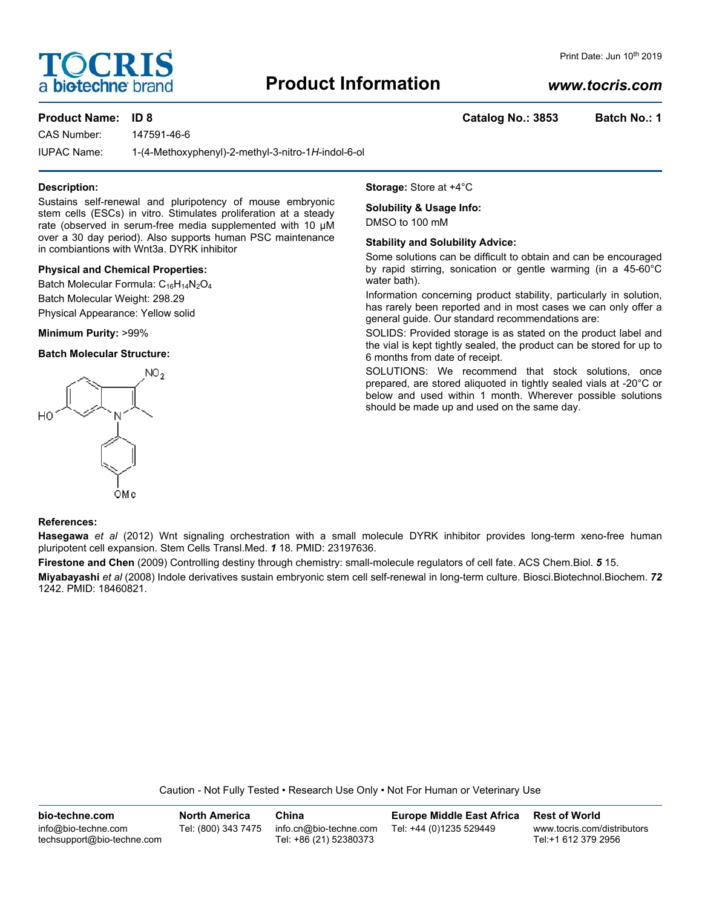# Product Information

Print Date: Jun 10th 2019

**TOCRIS** a bio-techne brand

***www.tocris.com***

**Product Name: ID 8** | **Catalog No.: 3853** | **Batch No.: 1**

CAS Number: 147591-46-6

IUPAC Name: 1-(4-Methoxyphenyl)-2-methyl-3-nitro-1*H*-indol-6-ol

### Description:

Sustains self-renewal and pluripotency of mouse embryonic stem cells (ESCs) in vitro. Stimulates proliferation at a steady rate (observed in serum-free media supplemented with 10 μM over a 30 day period). Also supports human PSC maintenance in combiantions with Wnt3a. DYRK inhibitor

### Physical and Chemical Properties:

Batch Molecular Formula: $C_{16}H_{14}N_2O_4$

Batch Molecular Weight: 298.29

Physical Appearance: Yellow solid

**Minimum Purity:** >99%

### Batch Molecular Structure:

NO2

HO

N

OMe

**Storage:** Store at +4°C

### Solubility & Usage Info:

DMSO to 100 mM

### Stability and Solubility Advice:

Some solutions can be difficult to obtain and can be encouraged by rapid stirring, sonication or gentle warming (in a 45-60°C water bath).

Information concerning product stability, particularly in solution, has rarely been reported and in most cases we can only offer a general guide. Our standard recommendations are:

SOLIDS: Provided storage is as stated on the product label and the vial is kept tightly sealed, the product can be stored for up to 6 months from date of receipt.

SOLUTIONS: We recommend that stock solutions, once prepared, are stored aliquoted in tightly sealed vials at -20°C or below and used within 1 month. Wherever possible solutions should be made up and used on the same day.

### References:

**Hasegawa** *et al* (2012) Wnt signaling orchestration with a small molecule DYRK inhibitor provides long-term xeno-free human pluripotent cell expansion. Stem Cells Transl.Med. ***1*** 18. PMID: 23197636.

**Firestone and Chen** (2009) Controlling destiny through chemistry: small-molecule regulators of cell fate. ACS Chem.Biol. ***5*** 15.

**Miyabayashi** *et al* (2008) Indole derivatives sustain embryonic stem cell self-renewal in long-term culture. Biosci.Biotechnol.Biochem. ***72*** 1242. PMID: 18460821.

Caution - Not Fully Tested • Research Use Only • Not For Human or Veterinary Use

| **bio-techne.com** | **North America** | **China** | **Europe Middle East Africa** | **Rest of World** |
|---|---|---|---|---|
| info@bio-techne.com | Tel: (800) 343 7475 | info.cn@bio-techne.com | Tel: +44 (0)1235 529449 | www.tocris.com/distributors |
| techsupport@bio-techne.com | | Tel: +86 (21) 52380373 | | Tel:+1 612 379 2956 |